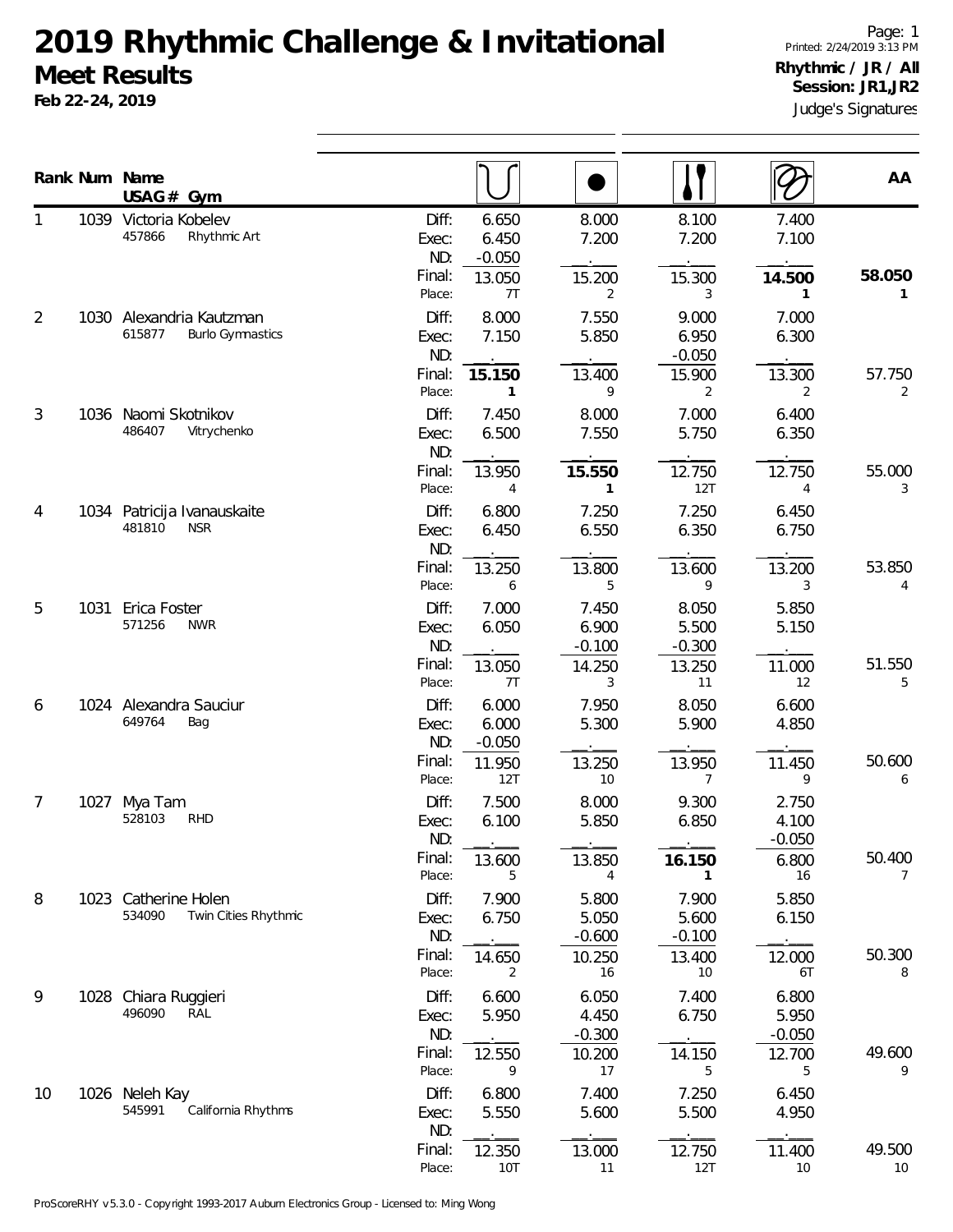# 2019 Rhythmic Challenge & Invitational

## Meet Results

**Feb 22-24, 2019**

Printed: 2/24/2019 3:13 PM

**Rhythmic / JR / All**
**Session: JR1,JR2**

Judge's Signatures

| Rank | Num | Name / USAG # / Gym | | Hoop | Ball | Clubs | Ribbon | AA |
|---|---|---|---|---|---|---|---|---|
| 1 | 1039 | Victoria Kobelev | Diff: | 6.650 | 8.000 | 8.100 | 7.400 | |
| | | 457866 Rhythmic Art | Exec: | 6.450 | 7.200 | 7.200 | 7.100 | |
| | | | ND: | -0.050 | | | | |
| | | | Final: | 13.050 | 15.200 | 15.300 | **14.500** | **58.050** |
| | | | Place: | 7T | 2 | 3 | **1** | **1** |
| 2 | 1030 | Alexandria Kautzman | Diff: | 8.000 | 7.550 | 9.000 | 7.000 | |
| | | 615877 Burlo Gymnastics | Exec: | 7.150 | 5.850 | 6.950 | 6.300 | |
| | | | ND: | | | -0.050 | | |
| | | | Final: | **15.150** | 13.400 | 15.900 | 13.300 | 57.750 |
| | | | Place: | **1** | 9 | 2 | 2 | 2 |
| 3 | 1036 | Naomi Skotnikov | Diff: | 7.450 | 8.000 | 7.000 | 6.400 | |
| | | 486407 Vitrychenko | Exec: | 6.500 | 7.550 | 5.750 | 6.350 | |
| | | | ND: | | | | | |
| | | | Final: | 13.950 | **15.550** | 12.750 | 12.750 | 55.000 |
| | | | Place: | 4 | **1** | 12T | 4 | 3 |
| 4 | 1034 | Patricija Ivanauskaite | Diff: | 6.800 | 7.250 | 7.250 | 6.450 | |
| | | 481810 NSR | Exec: | 6.450 | 6.550 | 6.350 | 6.750 | |
| | | | ND: | | | | | |
| | | | Final: | 13.250 | 13.800 | 13.600 | 13.200 | 53.850 |
| | | | Place: | 6 | 5 | 9 | 3 | 4 |
| 5 | 1031 | Erica Foster | Diff: | 7.000 | 7.450 | 8.050 | 5.850 | |
| | | 571256 NWR | Exec: | 6.050 | 6.900 | 5.500 | 5.150 | |
| | | | ND: | | -0.100 | -0.300 | | |
| | | | Final: | 13.050 | 14.250 | 13.250 | 11.000 | 51.550 |
| | | | Place: | 7T | 3 | 11 | 12 | 5 |
| 6 | 1024 | Alexandra Sauciur | Diff: | 6.000 | 7.950 | 8.050 | 6.600 | |
| | | 649764 Bag | Exec: | 6.000 | 5.300 | 5.900 | 4.850 | |
| | | | ND: | -0.050 | | | | |
| | | | Final: | 11.950 | 13.250 | 13.950 | 11.450 | 50.600 |
| | | | Place: | 12T | 10 | 7 | 9 | 6 |
| 7 | 1027 | Mya Tam | Diff: | 7.500 | 8.000 | 9.300 | 2.750 | |
| | | 528103 RHD | Exec: | 6.100 | 5.850 | 6.850 | 4.100 | |
| | | | ND: | | | | -0.050 | |
| | | | Final: | 13.600 | 13.850 | **16.150** | 6.800 | 50.400 |
| | | | Place: | 5 | 4 | **1** | 16 | 7 |
| 8 | 1023 | Catherine Holen | Diff: | 7.900 | 5.800 | 7.900 | 5.850 | |
| | | 534090 Twin Cities Rhythmic | Exec: | 6.750 | 5.050 | 5.600 | 6.150 | |
| | | | ND: | | -0.600 | -0.100 | | |
| | | | Final: | 14.650 | 10.250 | 13.400 | 12.000 | 50.300 |
| | | | Place: | 2 | 16 | 10 | 6T | 8 |
| 9 | 1028 | Chiara Ruggieri | Diff: | 6.600 | 6.050 | 7.400 | 6.800 | |
| | | 496090 RAL | Exec: | 5.950 | 4.450 | 6.750 | 5.950 | |
| | | | ND: | | -0.300 | | -0.050 | |
| | | | Final: | 12.550 | 10.200 | 14.150 | 12.700 | 49.600 |
| | | | Place: | 9 | 17 | 5 | 5 | 9 |
| 10 | 1026 | Neleh Kay | Diff: | 6.800 | 7.400 | 7.250 | 6.450 | |
| | | 545991 California Rhythms | Exec: | 5.550 | 5.600 | 5.500 | 4.950 | |
| | | | ND: | | | | | |
| | | | Final: | 12.350 | 13.000 | 12.750 | 11.400 | 49.500 |
| | | | Place: | 10T | 11 | 12T | 10 | 10 |

ProScoreRHY v5.3.0 - Copyright 1993-2017 Auburn Electronics Group - Licensed to: Ming Wong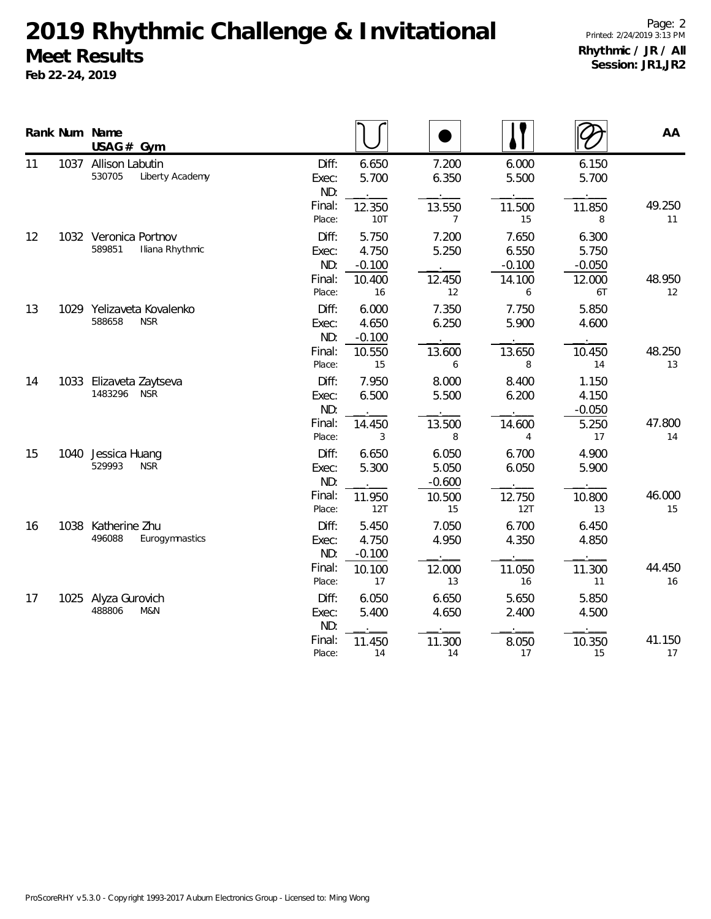# 2019 Rhythmic Challenge & Invitational

## Meet Results

**Feb 22-24, 2019**

Printed: 2/24/2019 3:13 PM

**Rhythmic / JR / All**
**Session: JR1,JR2**

| Rank | Num | Name / USAG # / Gym | | Hoop | Ball | Clubs | Ribbon | AA |
|---|---|---|---|---|---|---|---|---|
| 11 | 1037 | Allison Labutin / 530705 / Liberty Academy | Diff: | 6.650 | 7.200 | 6.000 | 6.150 | |
| | | | Exec: | 5.700 | 6.350 | 5.500 | 5.700 | |
| | | | ND: | | | | | |
| | | | Final: | 12.350 | 13.550 | 11.500 | 11.850 | 49.250 |
| | | | Place: | 10T | 7 | 15 | 8 | 11 |
| 12 | 1032 | Veronica Portnov / 589851 / Iliana Rhythmic | Diff: | 5.750 | 7.200 | 7.650 | 6.300 | |
| | | | Exec: | 4.750 | 5.250 | 6.550 | 5.750 | |
| | | | ND: | -0.100 | | -0.100 | -0.050 | |
| | | | Final: | 10.400 | 12.450 | 14.100 | 12.000 | 48.950 |
| | | | Place: | 16 | 12 | 6 | 6T | 12 |
| 13 | 1029 | Yelizaveta Kovalenko / 588658 / NSR | Diff: | 6.000 | 7.350 | 7.750 | 5.850 | |
| | | | Exec: | 4.650 | 6.250 | 5.900 | 4.600 | |
| | | | ND: | -0.100 | | | | |
| | | | Final: | 10.550 | 13.600 | 13.650 | 10.450 | 48.250 |
| | | | Place: | 15 | 6 | 8 | 14 | 13 |
| 14 | 1033 | Elizaveta Zaytseva / 1483296 / NSR | Diff: | 7.950 | 8.000 | 8.400 | 1.150 | |
| | | | Exec: | 6.500 | 5.500 | 6.200 | 4.150 | |
| | | | ND: | | | | -0.050 | |
| | | | Final: | 14.450 | 13.500 | 14.600 | 5.250 | 47.800 |
| | | | Place: | 3 | 8 | 4 | 17 | 14 |
| 15 | 1040 | Jessica Huang / 529993 / NSR | Diff: | 6.650 | 6.050 | 6.700 | 4.900 | |
| | | | Exec: | 5.300 | 5.050 | 6.050 | 5.900 | |
| | | | ND: | | -0.600 | | | |
| | | | Final: | 11.950 | 10.500 | 12.750 | 10.800 | 46.000 |
| | | | Place: | 12T | 15 | 12T | 13 | 15 |
| 16 | 1038 | Katherine Zhu / 496088 / Eurogymnastics | Diff: | 5.450 | 7.050 | 6.700 | 6.450 | |
| | | | Exec: | 4.750 | 4.950 | 4.350 | 4.850 | |
| | | | ND: | -0.100 | | | | |
| | | | Final: | 10.100 | 12.000 | 11.050 | 11.300 | 44.450 |
| | | | Place: | 17 | 13 | 16 | 11 | 16 |
| 17 | 1025 | Alyza Gurovich / 488806 / M&N | Diff: | 6.050 | 6.650 | 5.650 | 5.850 | |
| | | | Exec: | 5.400 | 4.650 | 2.400 | 4.500 | |
| | | | ND: | | | | | |
| | | | Final: | 11.450 | 11.300 | 8.050 | 10.350 | 41.150 |
| | | | Place: | 14 | 14 | 17 | 15 | 17 |

ProScoreRHY v5.3.0 - Copyright 1993-2017 Auburn Electronics Group - Licensed to: Ming Wong